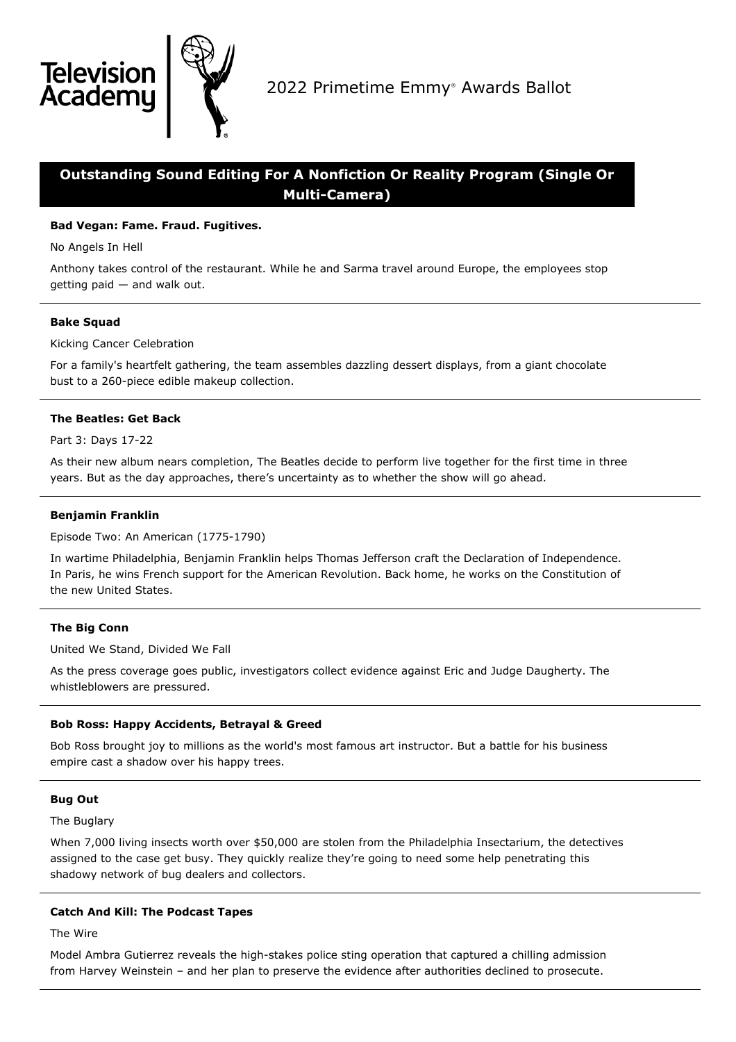Television Academy

2022 Primetime Emmy® Awards Ballot

# Outstanding Sound Editing For A Nonfiction Or Reality Program (Single Or Multi-Camera)

**Bad Vegan: Fame. Fraud. Fugitives.**

No Angels In Hell

Anthony takes control of the restaurant. While he and Sarma travel around Europe, the employees stop getting paid — and walk out.

---

**Bake Squad**

Kicking Cancer Celebration

For a family's heartfelt gathering, the team assembles dazzling dessert displays, from a giant chocolate bust to a 260-piece edible makeup collection.

---

**The Beatles: Get Back**

Part 3: Days 17-22

As their new album nears completion, The Beatles decide to perform live together for the first time in three years. But as the day approaches, there's uncertainty as to whether the show will go ahead.

---

**Benjamin Franklin**

Episode Two: An American (1775-1790)

In wartime Philadelphia, Benjamin Franklin helps Thomas Jefferson craft the Declaration of Independence. In Paris, he wins French support for the American Revolution. Back home, he works on the Constitution of the new United States.

---

**The Big Conn**

United We Stand, Divided We Fall

As the press coverage goes public, investigators collect evidence against Eric and Judge Daugherty. The whistleblowers are pressured.

---

**Bob Ross: Happy Accidents, Betrayal & Greed**

Bob Ross brought joy to millions as the world's most famous art instructor. But a battle for his business empire cast a shadow over his happy trees.

---

**Bug Out**

The Buglary

When 7,000 living insects worth over $50,000 are stolen from the Philadelphia Insectarium, the detectives assigned to the case get busy. They quickly realize they're going to need some help penetrating this shadowy network of bug dealers and collectors.

---

**Catch And Kill: The Podcast Tapes**

The Wire

Model Ambra Gutierrez reveals the high-stakes police sting operation that captured a chilling admission from Harvey Weinstein – and her plan to preserve the evidence after authorities declined to prosecute.

---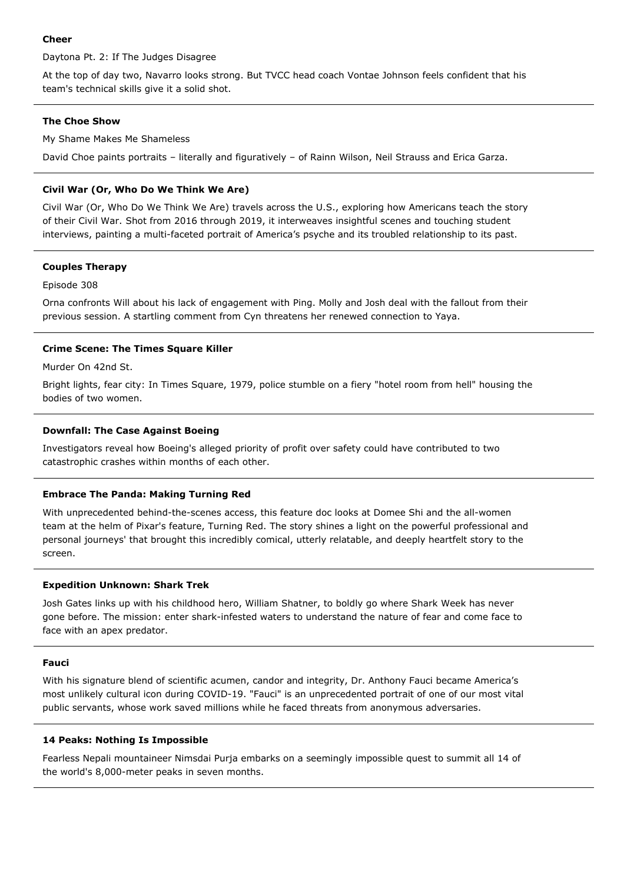**Cheer**

Daytona Pt. 2: If The Judges Disagree

At the top of day two, Navarro looks strong. But TVCC head coach Vontae Johnson feels confident that his team's technical skills give it a solid shot.

---

**The Choe Show**

My Shame Makes Me Shameless

David Choe paints portraits – literally and figuratively – of Rainn Wilson, Neil Strauss and Erica Garza.

---

**Civil War (Or, Who Do We Think We Are)**

Civil War (Or, Who Do We Think We Are) travels across the U.S., exploring how Americans teach the story of their Civil War. Shot from 2016 through 2019, it interweaves insightful scenes and touching student interviews, painting a multi-faceted portrait of America's psyche and its troubled relationship to its past.

---

**Couples Therapy**

Episode 308

Orna confronts Will about his lack of engagement with Ping. Molly and Josh deal with the fallout from their previous session. A startling comment from Cyn threatens her renewed connection to Yaya.

---

**Crime Scene: The Times Square Killer**

Murder On 42nd St.

Bright lights, fear city: In Times Square, 1979, police stumble on a fiery "hotel room from hell" housing the bodies of two women.

---

**Downfall: The Case Against Boeing**

Investigators reveal how Boeing's alleged priority of profit over safety could have contributed to two catastrophic crashes within months of each other.

---

**Embrace The Panda: Making Turning Red**

With unprecedented behind-the-scenes access, this feature doc looks at Domee Shi and the all-women team at the helm of Pixar's feature, Turning Red. The story shines a light on the powerful professional and personal journeys' that brought this incredibly comical, utterly relatable, and deeply heartfelt story to the screen.

---

**Expedition Unknown: Shark Trek**

Josh Gates links up with his childhood hero, William Shatner, to boldly go where Shark Week has never gone before. The mission: enter shark-infested waters to understand the nature of fear and come face to face with an apex predator.

---

**Fauci**

With his signature blend of scientific acumen, candor and integrity, Dr. Anthony Fauci became America's most unlikely cultural icon during COVID-19. "Fauci" is an unprecedented portrait of one of our most vital public servants, whose work saved millions while he faced threats from anonymous adversaries.

---

**14 Peaks: Nothing Is Impossible**

Fearless Nepali mountaineer Nimsdai Purja embarks on a seemingly impossible quest to summit all 14 of the world's 8,000-meter peaks in seven months.

---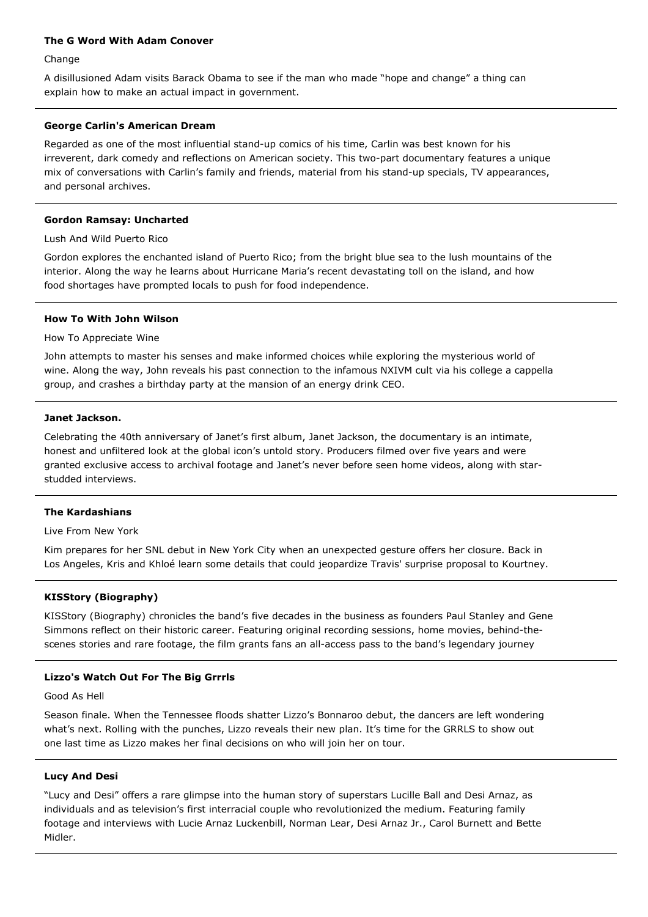**The G Word With Adam Conover**

Change

A disillusioned Adam visits Barack Obama to see if the man who made "hope and change" a thing can explain how to make an actual impact in government.

---

**George Carlin's American Dream**

Regarded as one of the most influential stand-up comics of his time, Carlin was best known for his irreverent, dark comedy and reflections on American society. This two-part documentary features a unique mix of conversations with Carlin's family and friends, material from his stand-up specials, TV appearances, and personal archives.

---

**Gordon Ramsay: Uncharted**

Lush And Wild Puerto Rico

Gordon explores the enchanted island of Puerto Rico; from the bright blue sea to the lush mountains of the interior. Along the way he learns about Hurricane Maria's recent devastating toll on the island, and how food shortages have prompted locals to push for food independence.

---

**How To With John Wilson**

How To Appreciate Wine

John attempts to master his senses and make informed choices while exploring the mysterious world of wine. Along the way, John reveals his past connection to the infamous NXIVM cult via his college a cappella group, and crashes a birthday party at the mansion of an energy drink CEO.

---

**Janet Jackson.**

Celebrating the 40th anniversary of Janet's first album, Janet Jackson, the documentary is an intimate, honest and unfiltered look at the global icon's untold story. Producers filmed over five years and were granted exclusive access to archival footage and Janet's never before seen home videos, along with star-studded interviews.

---

**The Kardashians**

Live From New York

Kim prepares for her SNL debut in New York City when an unexpected gesture offers her closure. Back in Los Angeles, Kris and Khloé learn some details that could jeopardize Travis' surprise proposal to Kourtney.

---

**KISStory (Biography)**

KISStory (Biography) chronicles the band's five decades in the business as founders Paul Stanley and Gene Simmons reflect on their historic career. Featuring original recording sessions, home movies, behind-the-scenes stories and rare footage, the film grants fans an all-access pass to the band's legendary journey

---

**Lizzo's Watch Out For The Big Grrrls**

Good As Hell

Season finale. When the Tennessee floods shatter Lizzo's Bonnaroo debut, the dancers are left wondering what's next. Rolling with the punches, Lizzo reveals their new plan. It's time for the GRRLS to show out one last time as Lizzo makes her final decisions on who will join her on tour.

---

**Lucy And Desi**

"Lucy and Desi" offers a rare glimpse into the human story of superstars Lucille Ball and Desi Arnaz, as individuals and as television's first interracial couple who revolutionized the medium. Featuring family footage and interviews with Lucie Arnaz Luckenbill, Norman Lear, Desi Arnaz Jr., Carol Burnett and Bette Midler.

---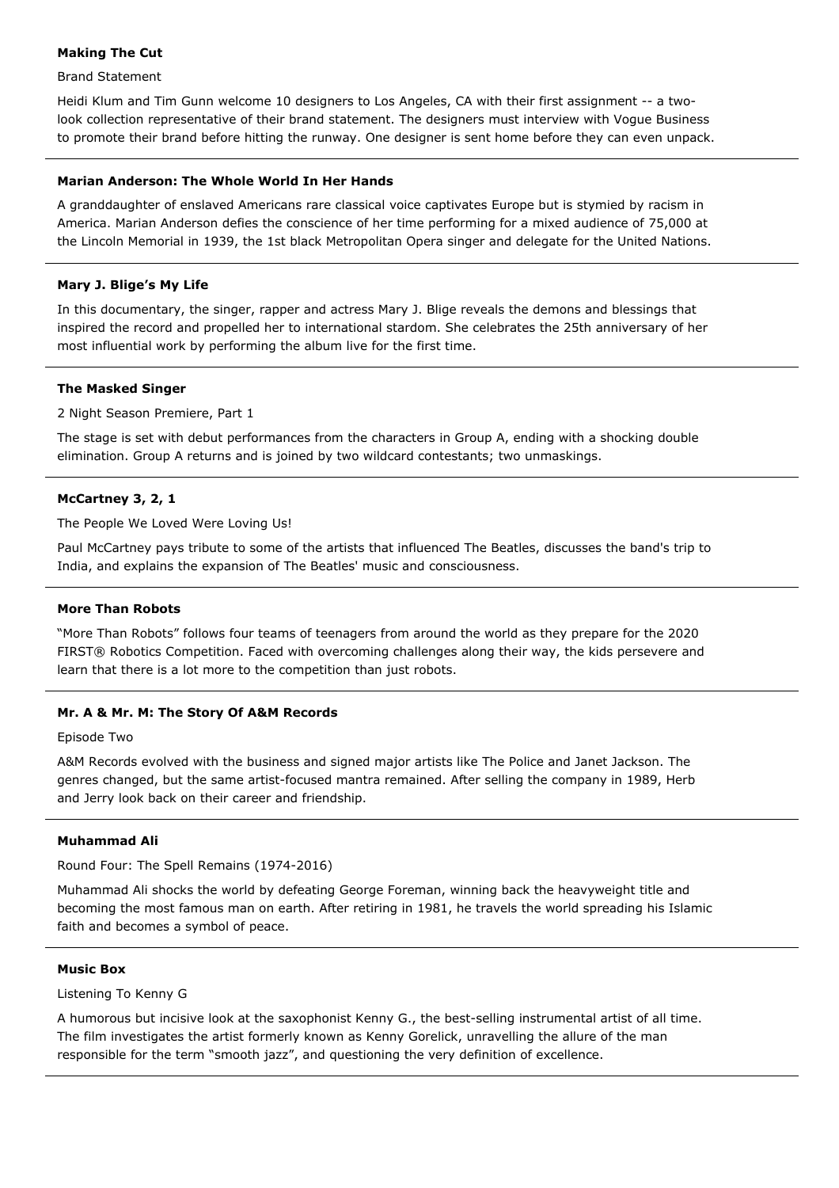**Making The Cut**

Brand Statement

Heidi Klum and Tim Gunn welcome 10 designers to Los Angeles, CA with their first assignment -- a two-look collection representative of their brand statement. The designers must interview with Vogue Business to promote their brand before hitting the runway. One designer is sent home before they can even unpack.

---

**Marian Anderson: The Whole World In Her Hands**

A granddaughter of enslaved Americans rare classical voice captivates Europe but is stymied by racism in America. Marian Anderson defies the conscience of her time performing for a mixed audience of 75,000 at the Lincoln Memorial in 1939, the 1st black Metropolitan Opera singer and delegate for the United Nations.

---

**Mary J. Blige's My Life**

In this documentary, the singer, rapper and actress Mary J. Blige reveals the demons and blessings that inspired the record and propelled her to international stardom. She celebrates the 25th anniversary of her most influential work by performing the album live for the first time.

---

**The Masked Singer**

2 Night Season Premiere, Part 1

The stage is set with debut performances from the characters in Group A, ending with a shocking double elimination. Group A returns and is joined by two wildcard contestants; two unmaskings.

---

**McCartney 3, 2, 1**

The People We Loved Were Loving Us!

Paul McCartney pays tribute to some of the artists that influenced The Beatles, discusses the band's trip to India, and explains the expansion of The Beatles' music and consciousness.

---

**More Than Robots**

"More Than Robots" follows four teams of teenagers from around the world as they prepare for the 2020 FIRST® Robotics Competition. Faced with overcoming challenges along their way, the kids persevere and learn that there is a lot more to the competition than just robots.

---

**Mr. A & Mr. M: The Story Of A&M Records**

Episode Two

A&M Records evolved with the business and signed major artists like The Police and Janet Jackson. The genres changed, but the same artist-focused mantra remained. After selling the company in 1989, Herb and Jerry look back on their career and friendship.

---

**Muhammad Ali**

Round Four: The Spell Remains (1974-2016)

Muhammad Ali shocks the world by defeating George Foreman, winning back the heavyweight title and becoming the most famous man on earth. After retiring in 1981, he travels the world spreading his Islamic faith and becomes a symbol of peace.

---

**Music Box**

Listening To Kenny G

A humorous but incisive look at the saxophonist Kenny G., the best-selling instrumental artist of all time. The film investigates the artist formerly known as Kenny Gorelick, unravelling the allure of the man responsible for the term "smooth jazz", and questioning the very definition of excellence.

---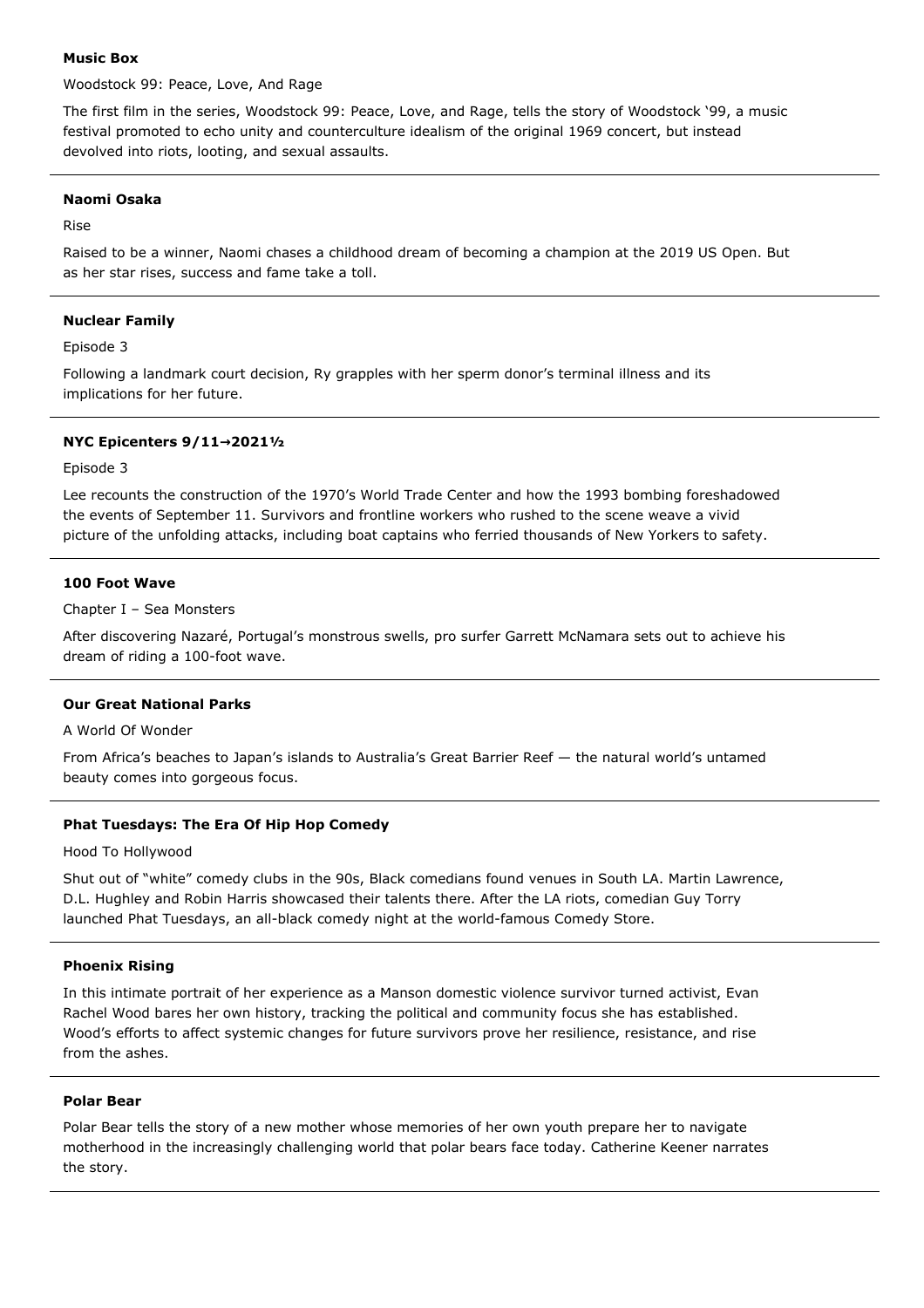**Music Box**

Woodstock 99: Peace, Love, And Rage

The first film in the series, Woodstock 99: Peace, Love, and Rage, tells the story of Woodstock '99, a music festival promoted to echo unity and counterculture idealism of the original 1969 concert, but instead devolved into riots, looting, and sexual assaults.

---

**Naomi Osaka**

Rise

Raised to be a winner, Naomi chases a childhood dream of becoming a champion at the 2019 US Open. But as her star rises, success and fame take a toll.

---

**Nuclear Family**

Episode 3

Following a landmark court decision, Ry grapples with her sperm donor's terminal illness and its implications for her future.

---

**NYC Epicenters 9/11→2021½**

Episode 3

Lee recounts the construction of the 1970's World Trade Center and how the 1993 bombing foreshadowed the events of September 11. Survivors and frontline workers who rushed to the scene weave a vivid picture of the unfolding attacks, including boat captains who ferried thousands of New Yorkers to safety.

---

**100 Foot Wave**

Chapter I – Sea Monsters

After discovering Nazaré, Portugal's monstrous swells, pro surfer Garrett McNamara sets out to achieve his dream of riding a 100-foot wave.

---

**Our Great National Parks**

A World Of Wonder

From Africa's beaches to Japan's islands to Australia's Great Barrier Reef — the natural world's untamed beauty comes into gorgeous focus.

---

**Phat Tuesdays: The Era Of Hip Hop Comedy**

Hood To Hollywood

Shut out of "white" comedy clubs in the 90s, Black comedians found venues in South LA. Martin Lawrence, D.L. Hughley and Robin Harris showcased their talents there. After the LA riots, comedian Guy Torry launched Phat Tuesdays, an all-black comedy night at the world-famous Comedy Store.

---

**Phoenix Rising**

In this intimate portrait of her experience as a Manson domestic violence survivor turned activist, Evan Rachel Wood bares her own history, tracking the political and community focus she has established. Wood's efforts to affect systemic changes for future survivors prove her resilience, resistance, and rise from the ashes.

---

**Polar Bear**

Polar Bear tells the story of a new mother whose memories of her own youth prepare her to navigate motherhood in the increasingly challenging world that polar bears face today. Catherine Keener narrates the story.

---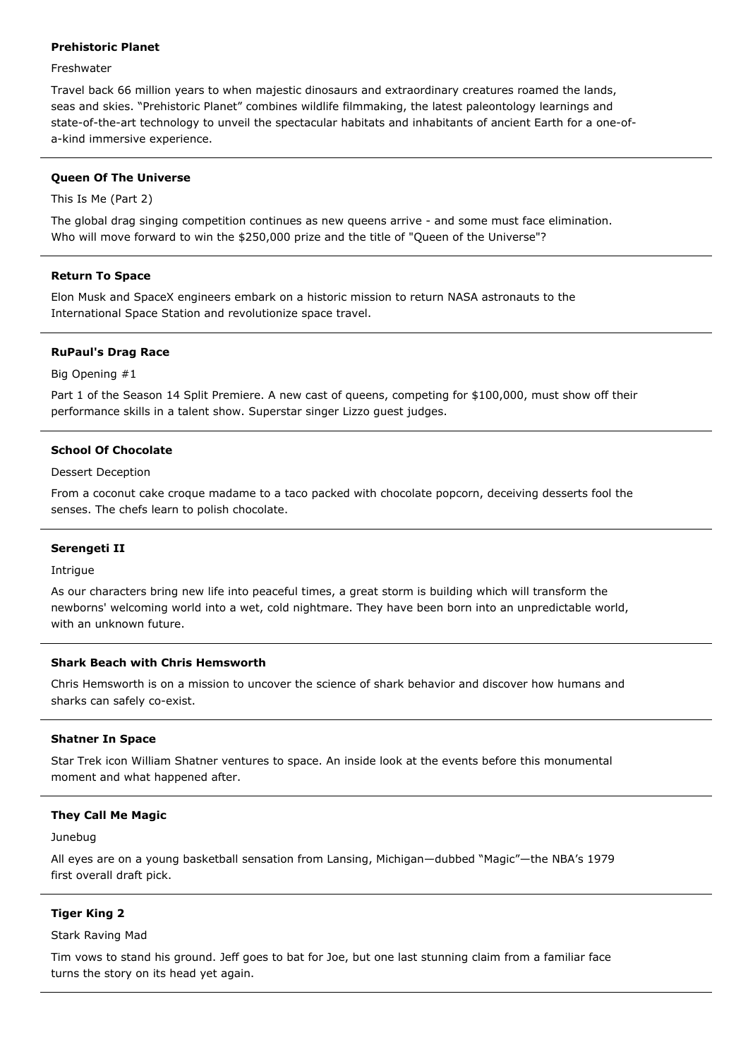**Prehistoric Planet**

Freshwater

Travel back 66 million years to when majestic dinosaurs and extraordinary creatures roamed the lands, seas and skies. "Prehistoric Planet" combines wildlife filmmaking, the latest paleontology learnings and state-of-the-art technology to unveil the spectacular habitats and inhabitants of ancient Earth for a one-of-a-kind immersive experience.

---

**Queen Of The Universe**

This Is Me (Part 2)

The global drag singing competition continues as new queens arrive - and some must face elimination. Who will move forward to win the $250,000 prize and the title of "Queen of the Universe"?

---

**Return To Space**

Elon Musk and SpaceX engineers embark on a historic mission to return NASA astronauts to the International Space Station and revolutionize space travel.

---

**RuPaul's Drag Race**

Big Opening #1

Part 1 of the Season 14 Split Premiere. A new cast of queens, competing for $100,000, must show off their performance skills in a talent show. Superstar singer Lizzo guest judges.

---

**School Of Chocolate**

Dessert Deception

From a coconut cake croque madame to a taco packed with chocolate popcorn, deceiving desserts fool the senses. The chefs learn to polish chocolate.

---

**Serengeti II**

Intrigue

As our characters bring new life into peaceful times, a great storm is building which will transform the newborns' welcoming world into a wet, cold nightmare. They have been born into an unpredictable world, with an unknown future.

---

**Shark Beach with Chris Hemsworth**

Chris Hemsworth is on a mission to uncover the science of shark behavior and discover how humans and sharks can safely co-exist.

---

**Shatner In Space**

Star Trek icon William Shatner ventures to space. An inside look at the events before this monumental moment and what happened after.

---

**They Call Me Magic**

Junebug

All eyes are on a young basketball sensation from Lansing, Michigan—dubbed "Magic"—the NBA's 1979 first overall draft pick.

---

**Tiger King 2**

Stark Raving Mad

Tim vows to stand his ground. Jeff goes to bat for Joe, but one last stunning claim from a familiar face turns the story on its head yet again.

---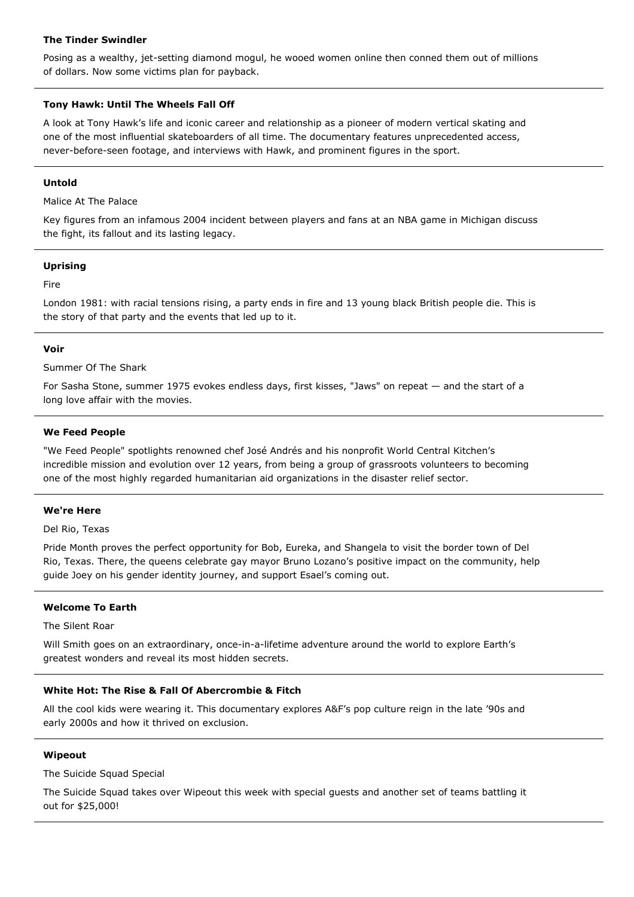**The Tinder Swindler**

Posing as a wealthy, jet-setting diamond mogul, he wooed women online then conned them out of millions of dollars. Now some victims plan for payback.

---

**Tony Hawk: Until The Wheels Fall Off**

A look at Tony Hawk's life and iconic career and relationship as a pioneer of modern vertical skating and one of the most influential skateboarders of all time. The documentary features unprecedented access, never-before-seen footage, and interviews with Hawk, and prominent figures in the sport.

---

**Untold**

Malice At The Palace

Key figures from an infamous 2004 incident between players and fans at an NBA game in Michigan discuss the fight, its fallout and its lasting legacy.

---

**Uprising**

Fire

London 1981: with racial tensions rising, a party ends in fire and 13 young black British people die. This is the story of that party and the events that led up to it.

---

**Voir**

Summer Of The Shark

For Sasha Stone, summer 1975 evokes endless days, first kisses, "Jaws" on repeat — and the start of a long love affair with the movies.

---

**We Feed People**

"We Feed People" spotlights renowned chef José Andrés and his nonprofit World Central Kitchen's incredible mission and evolution over 12 years, from being a group of grassroots volunteers to becoming one of the most highly regarded humanitarian aid organizations in the disaster relief sector.

---

**We're Here**

Del Rio, Texas

Pride Month proves the perfect opportunity for Bob, Eureka, and Shangela to visit the border town of Del Rio, Texas. There, the queens celebrate gay mayor Bruno Lozano's positive impact on the community, help guide Joey on his gender identity journey, and support Esael's coming out.

---

**Welcome To Earth**

The Silent Roar

Will Smith goes on an extraordinary, once-in-a-lifetime adventure around the world to explore Earth's greatest wonders and reveal its most hidden secrets.

---

**White Hot: The Rise & Fall Of Abercrombie & Fitch**

All the cool kids were wearing it. This documentary explores A&F's pop culture reign in the late '90s and early 2000s and how it thrived on exclusion.

---

**Wipeout**

The Suicide Squad Special

The Suicide Squad takes over Wipeout this week with special guests and another set of teams battling it out for $25,000!

---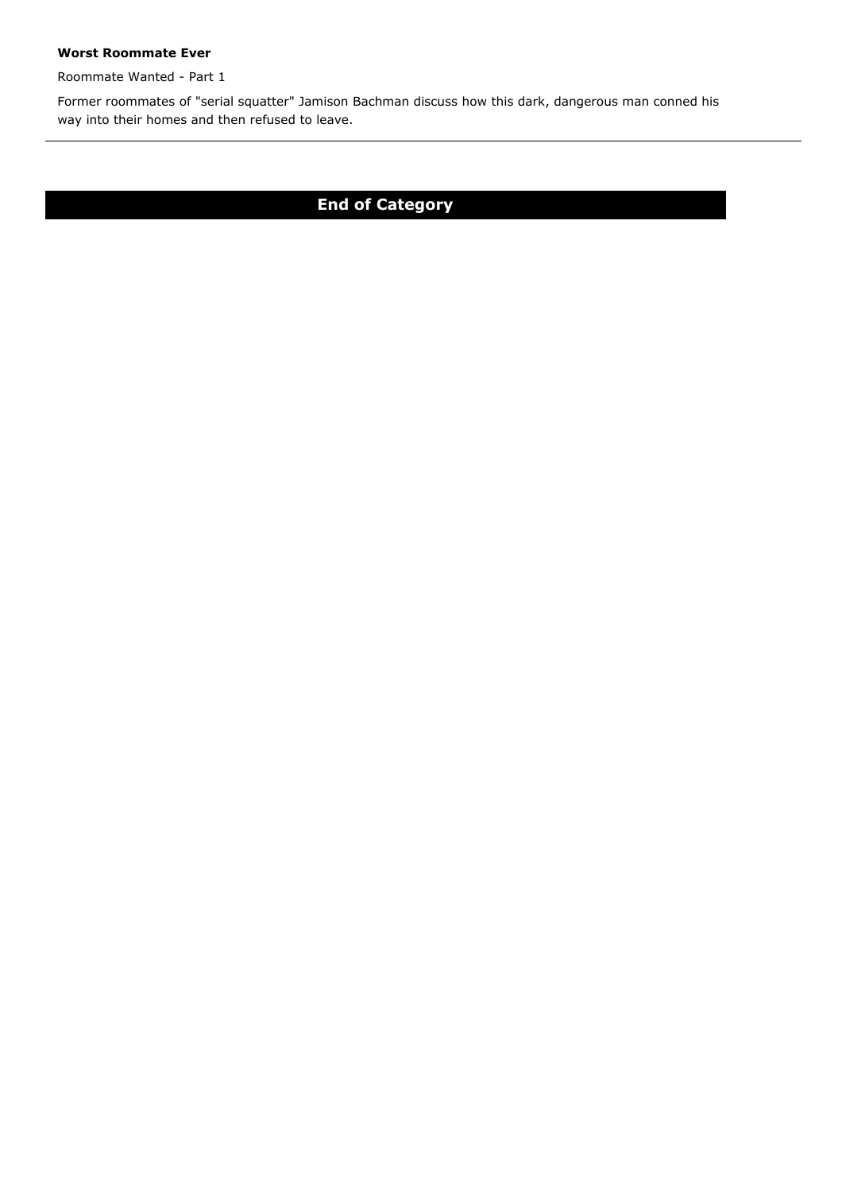**Worst Roommate Ever**

Roommate Wanted - Part 1

Former roommates of "serial squatter" Jamison Bachman discuss how this dark, dangerous man conned his way into their homes and then refused to leave.

---

## End of Category